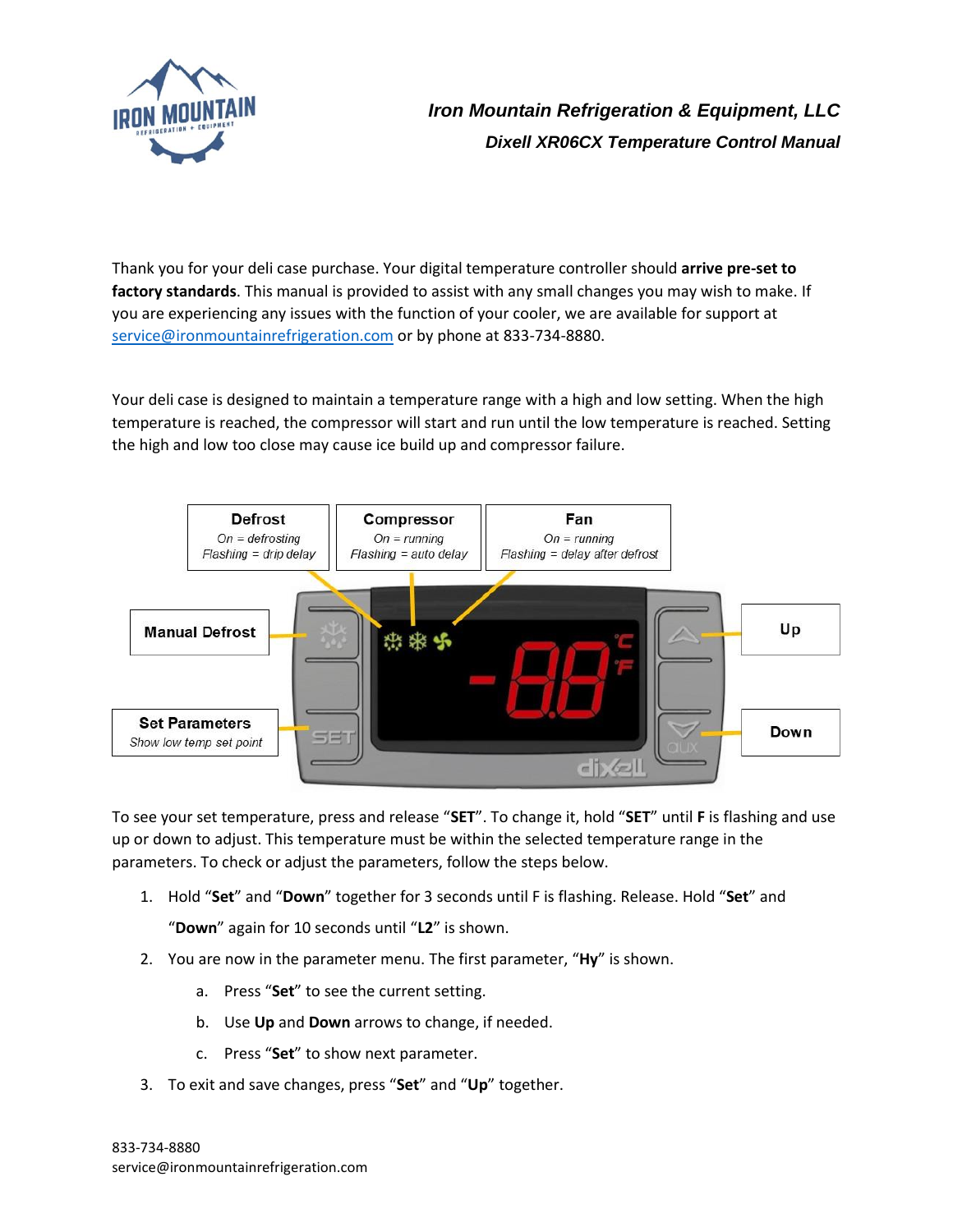Iron Mountain Refrigeration & Equipment, LLC

***Dixell XR06CX Temperature Control Manual***

Thank you for your deli case purchase. Your digital temperature controller should **arrive pre-set to factory standards**. This manual is provided to assist with any small changes you may wish to make. If you are experiencing any issues with the function of your cooler, we are available for support at service@ironmountainrefrigeration.com or by phone at 833-734-8880.

Your deli case is designed to maintain a temperature range with a high and low setting. When the high temperature is reached, the compressor will start and run until the low temperature is reached. Setting the high and low too close may cause ice build up and compressor failure.

**Defrost**
*On = defrosting*
*Flashing = drip delay*

**Compressor**
*On = running*
*Flashing = auto delay*

**Fan**
*On = running*
*Flashing = delay after defrost*

**Manual Defrost**

**Set Parameters**
*Show low temp set point*

**Up**

**Down**

To see your set temperature, press and release "**SET**". To change it, hold "**SET**" until **F** is flashing and use up or down to adjust. This temperature must be within the selected temperature range in the parameters. To check or adjust the parameters, follow the steps below.

1. Hold "**Set**" and "**Down**" together for 3 seconds until F is flashing. Release. Hold "**Set**" and "**Down**" again for 10 seconds until "**L2**" is shown.
2. You are now in the parameter menu. The first parameter, "**Hy**" is shown.
   a. Press "**Set**" to see the current setting.
   b. Use **Up** and **Down** arrows to change, if needed.
   c. Press "**Set**" to show next parameter.
3. To exit and save changes, press "**Set**" and "**Up**" together.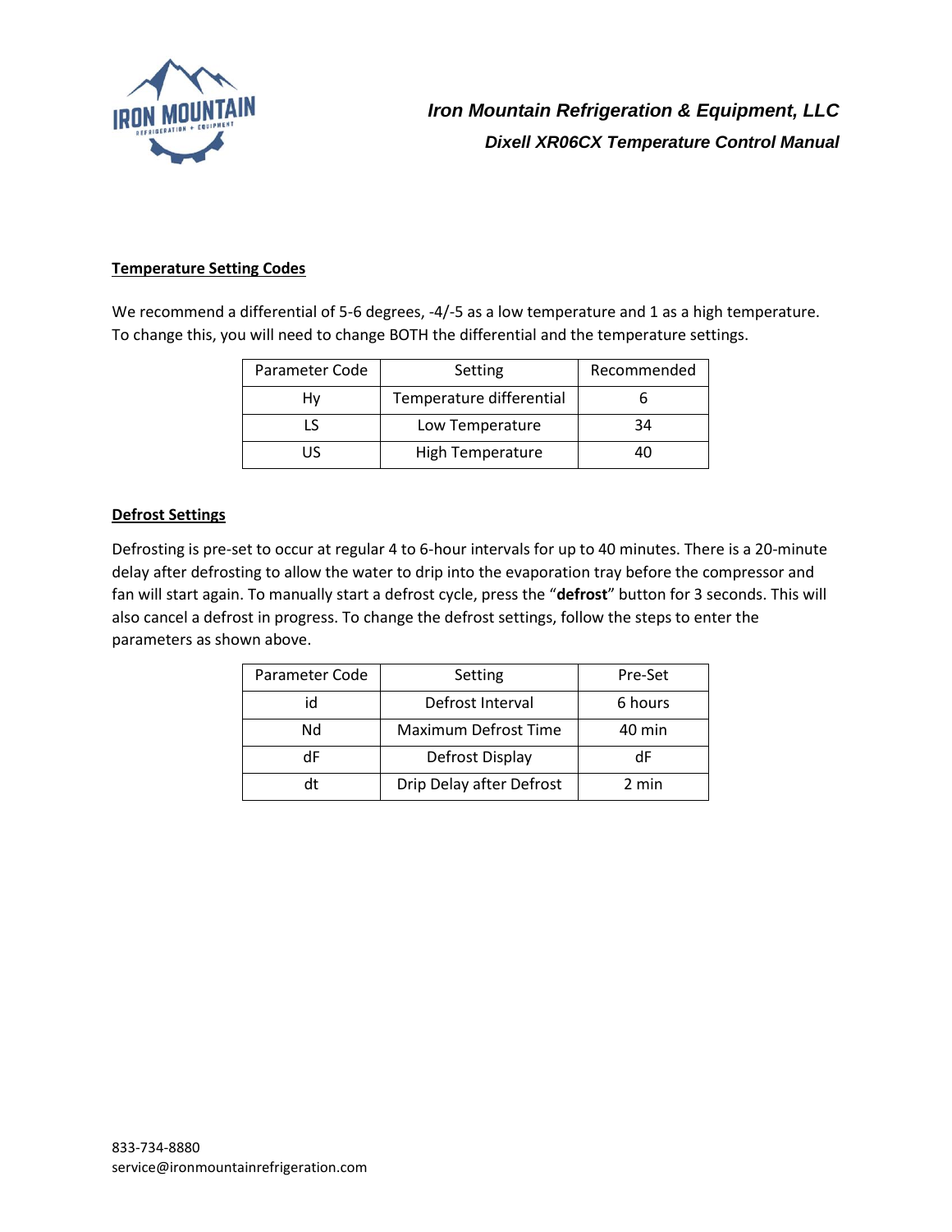## Temperature Setting Codes

We recommend a differential of 5-6 degrees, -4/-5 as a low temperature and 1 as a high temperature. To change this, you will need to change BOTH the differential and the temperature settings.

| Parameter Code | Setting | Recommended |
|---|---|---|
| Hy | Temperature differential | 6 |
| LS | Low Temperature | 34 |
| US | High Temperature | 40 |

## Defrost Settings

Defrosting is pre-set to occur at regular 4 to 6-hour intervals for up to 40 minutes. There is a 20-minute delay after defrosting to allow the water to drip into the evaporation tray before the compressor and fan will start again. To manually start a defrost cycle, press the "**defrost**" button for 3 seconds. This will also cancel a defrost in progress. To change the defrost settings, follow the steps to enter the parameters as shown above.

| Parameter Code | Setting | Pre-Set |
|---|---|---|
| id | Defrost Interval | 6 hours |
| Nd | Maximum Defrost Time | 40 min |
| dF | Defrost Display | dF |
| dt | Drip Delay after Defrost | 2 min |